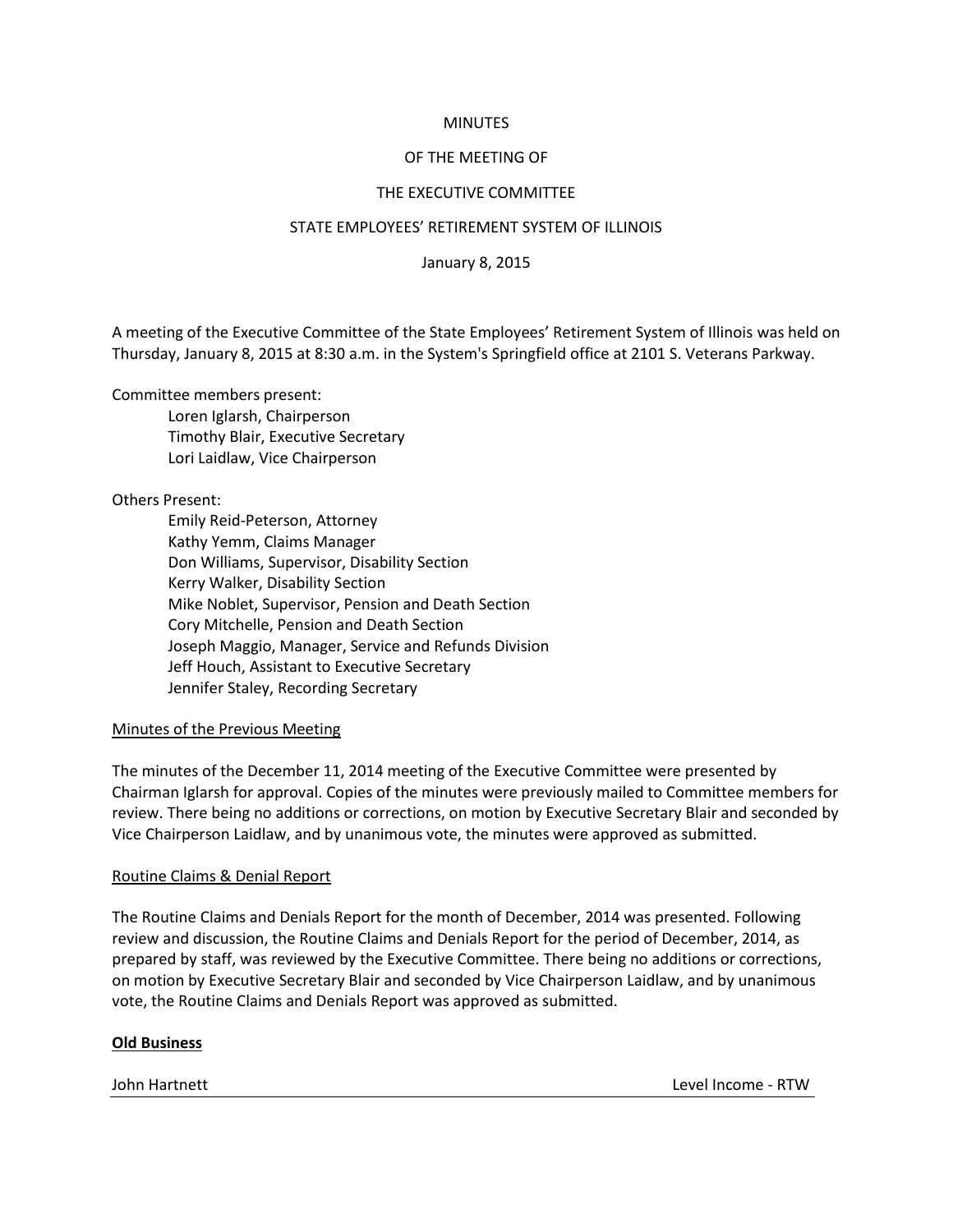MINUTES

OF THE MEETING OF

THE EXECUTIVE COMMITTEE

STATE EMPLOYEES' RETIREMENT SYSTEM OF ILLINOIS

January 8, 2015

A meeting of the Executive Committee of the State Employees' Retirement System of Illinois was held on Thursday, January 8, 2015 at 8:30 a.m. in the System's Springfield office at 2101 S. Veterans Parkway.

Committee members present:

- Loren Iglarsh, Chairperson
- Timothy Blair, Executive Secretary
- Lori Laidlaw, Vice Chairperson

Others Present:

- Emily Reid-Peterson, Attorney
- Kathy Yemm, Claims Manager
- Don Williams, Supervisor, Disability Section
- Kerry Walker, Disability Section
- Mike Noblet, Supervisor, Pension and Death Section
- Cory Mitchelle, Pension and Death Section
- Joseph Maggio, Manager, Service and Refunds Division
- Jeff Houch, Assistant to Executive Secretary
- Jennifer Staley, Recording Secretary

Minutes of the Previous Meeting

The minutes of the December 11, 2014 meeting of the Executive Committee were presented by Chairman Iglarsh for approval. Copies of the minutes were previously mailed to Committee members for review. There being no additions or corrections, on motion by Executive Secretary Blair and seconded by Vice Chairperson Laidlaw, and by unanimous vote, the minutes were approved as submitted.

Routine Claims & Denial Report

The Routine Claims and Denials Report for the month of December, 2014 was presented. Following review and discussion, the Routine Claims and Denials Report for the period of December, 2014, as prepared by staff, was reviewed by the Executive Committee. There being no additions or corrections, on motion by Executive Secretary Blair and seconded by Vice Chairperson Laidlaw, and by unanimous vote, the Routine Claims and Denials Report was approved as submitted.

**Old Business**

John Hartnett — Level Income - RTW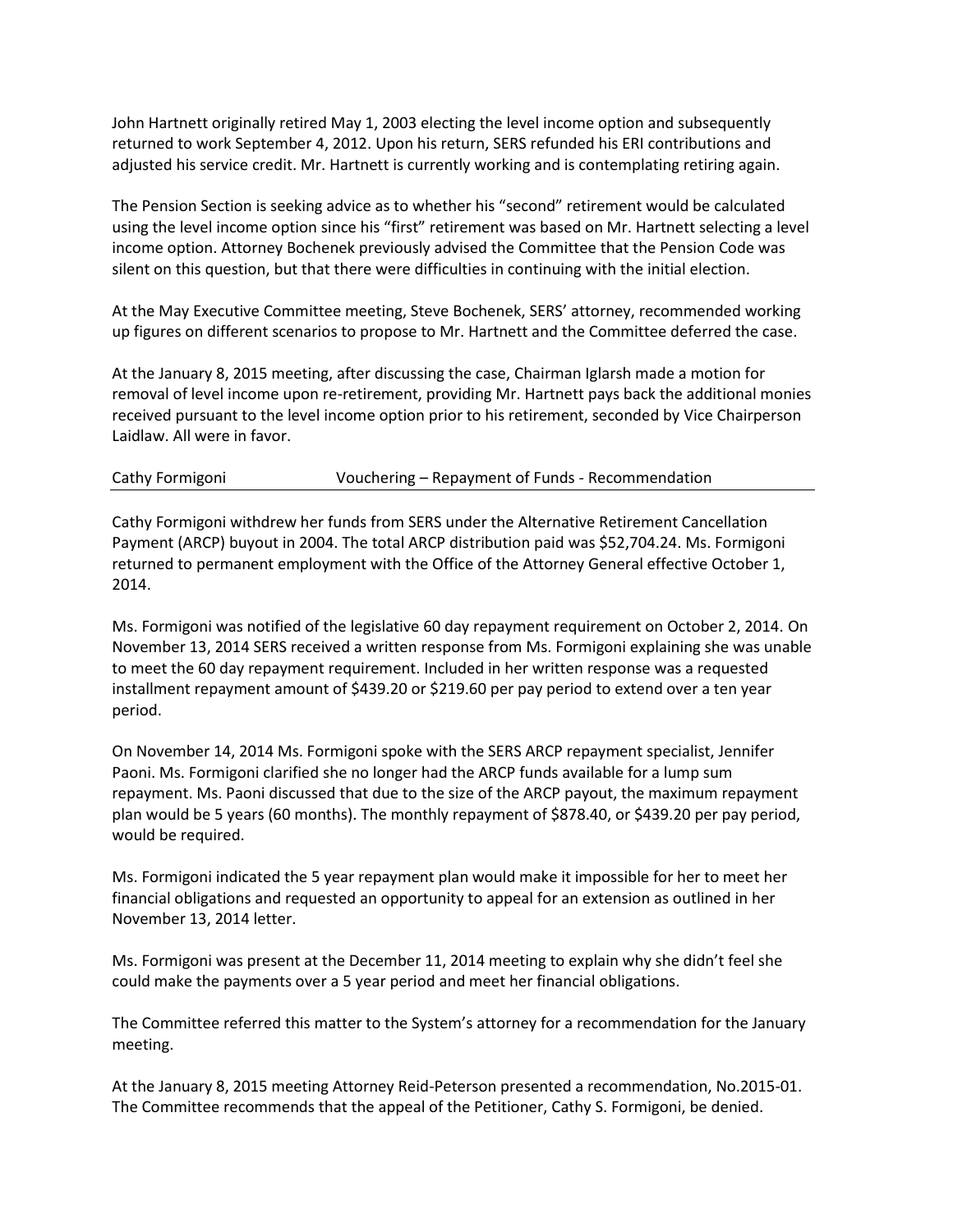John Hartnett originally retired May 1, 2003 electing the level income option and subsequently returned to work September 4, 2012. Upon his return, SERS refunded his ERI contributions and adjusted his service credit. Mr. Hartnett is currently working and is contemplating retiring again.

The Pension Section is seeking advice as to whether his "second" retirement would be calculated using the level income option since his "first" retirement was based on Mr. Hartnett selecting a level income option. Attorney Bochenek previously advised the Committee that the Pension Code was silent on this question, but that there were difficulties in continuing with the initial election.

At the May Executive Committee meeting, Steve Bochenek, SERS' attorney, recommended working up figures on different scenarios to propose to Mr. Hartnett and the Committee deferred the case.

At the January 8, 2015 meeting, after discussing the case, Chairman Iglarsh made a motion for removal of level income upon re-retirement, providing Mr. Hartnett pays back the additional monies received pursuant to the level income option prior to his retirement, seconded by Vice Chairperson Laidlaw. All were in favor.

Cathy Formigoni Vouchering – Repayment of Funds - Recommendation

---

Cathy Formigoni withdrew her funds from SERS under the Alternative Retirement Cancellation Payment (ARCP) buyout in 2004. The total ARCP distribution paid was $52,704.24. Ms. Formigoni returned to permanent employment with the Office of the Attorney General effective October 1, 2014.

Ms. Formigoni was notified of the legislative 60 day repayment requirement on October 2, 2014. On November 13, 2014 SERS received a written response from Ms. Formigoni explaining she was unable to meet the 60 day repayment requirement. Included in her written response was a requested installment repayment amount of $439.20 or $219.60 per pay period to extend over a ten year period.

On November 14, 2014 Ms. Formigoni spoke with the SERS ARCP repayment specialist, Jennifer Paoni. Ms. Formigoni clarified she no longer had the ARCP funds available for a lump sum repayment. Ms. Paoni discussed that due to the size of the ARCP payout, the maximum repayment plan would be 5 years (60 months). The monthly repayment of $878.40, or $439.20 per pay period, would be required.

Ms. Formigoni indicated the 5 year repayment plan would make it impossible for her to meet her financial obligations and requested an opportunity to appeal for an extension as outlined in her November 13, 2014 letter.

Ms. Formigoni was present at the December 11, 2014 meeting to explain why she didn't feel she could make the payments over a 5 year period and meet her financial obligations.

The Committee referred this matter to the System's attorney for a recommendation for the January meeting.

At the January 8, 2015 meeting Attorney Reid-Peterson presented a recommendation, No.2015-01. The Committee recommends that the appeal of the Petitioner, Cathy S. Formigoni, be denied.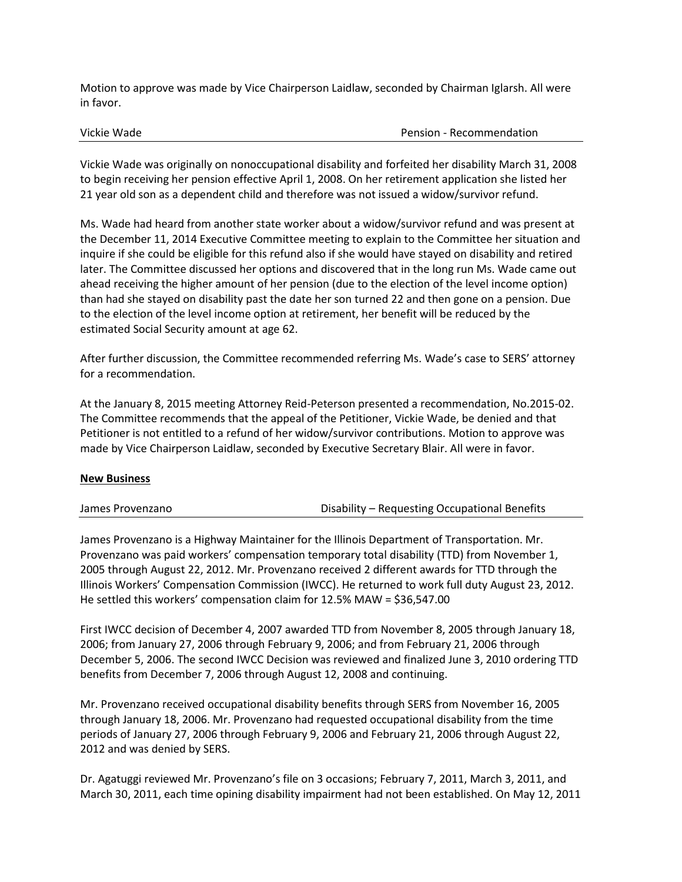Motion to approve was made by Vice Chairperson Laidlaw, seconded by Chairman Iglarsh. All were in favor.

Vickie Wade — Pension - Recommendation

Vickie Wade was originally on nonoccupational disability and forfeited her disability March 31, 2008 to begin receiving her pension effective April 1, 2008. On her retirement application she listed her 21 year old son as a dependent child and therefore was not issued a widow/survivor refund.

Ms. Wade had heard from another state worker about a widow/survivor refund and was present at the December 11, 2014 Executive Committee meeting to explain to the Committee her situation and inquire if she could be eligible for this refund also if she would have stayed on disability and retired later. The Committee discussed her options and discovered that in the long run Ms. Wade came out ahead receiving the higher amount of her pension (due to the election of the level income option) than had she stayed on disability past the date her son turned 22 and then gone on a pension. Due to the election of the level income option at retirement, her benefit will be reduced by the estimated Social Security amount at age 62.

After further discussion, the Committee recommended referring Ms. Wade's case to SERS' attorney for a recommendation.

At the January 8, 2015 meeting Attorney Reid-Peterson presented a recommendation, No.2015-02. The Committee recommends that the appeal of the Petitioner, Vickie Wade, be denied and that Petitioner is not entitled to a refund of her widow/survivor contributions. Motion to approve was made by Vice Chairperson Laidlaw, seconded by Executive Secretary Blair. All were in favor.

**New Business**

James Provenzano — Disability – Requesting Occupational Benefits

James Provenzano is a Highway Maintainer for the Illinois Department of Transportation. Mr. Provenzano was paid workers' compensation temporary total disability (TTD) from November 1, 2005 through August 22, 2012. Mr. Provenzano received 2 different awards for TTD through the Illinois Workers' Compensation Commission (IWCC). He returned to work full duty August 23, 2012. He settled this workers' compensation claim for 12.5% MAW = $36,547.00

First IWCC decision of December 4, 2007 awarded TTD from November 8, 2005 through January 18, 2006; from January 27, 2006 through February 9, 2006; and from February 21, 2006 through December 5, 2006. The second IWCC Decision was reviewed and finalized June 3, 2010 ordering TTD benefits from December 7, 2006 through August 12, 2008 and continuing.

Mr. Provenzano received occupational disability benefits through SERS from November 16, 2005 through January 18, 2006. Mr. Provenzano had requested occupational disability from the time periods of January 27, 2006 through February 9, 2006 and February 21, 2006 through August 22, 2012 and was denied by SERS.

Dr. Agatuggi reviewed Mr. Provenzano's file on 3 occasions; February 7, 2011, March 3, 2011, and March 30, 2011, each time opining disability impairment had not been established. On May 12, 2011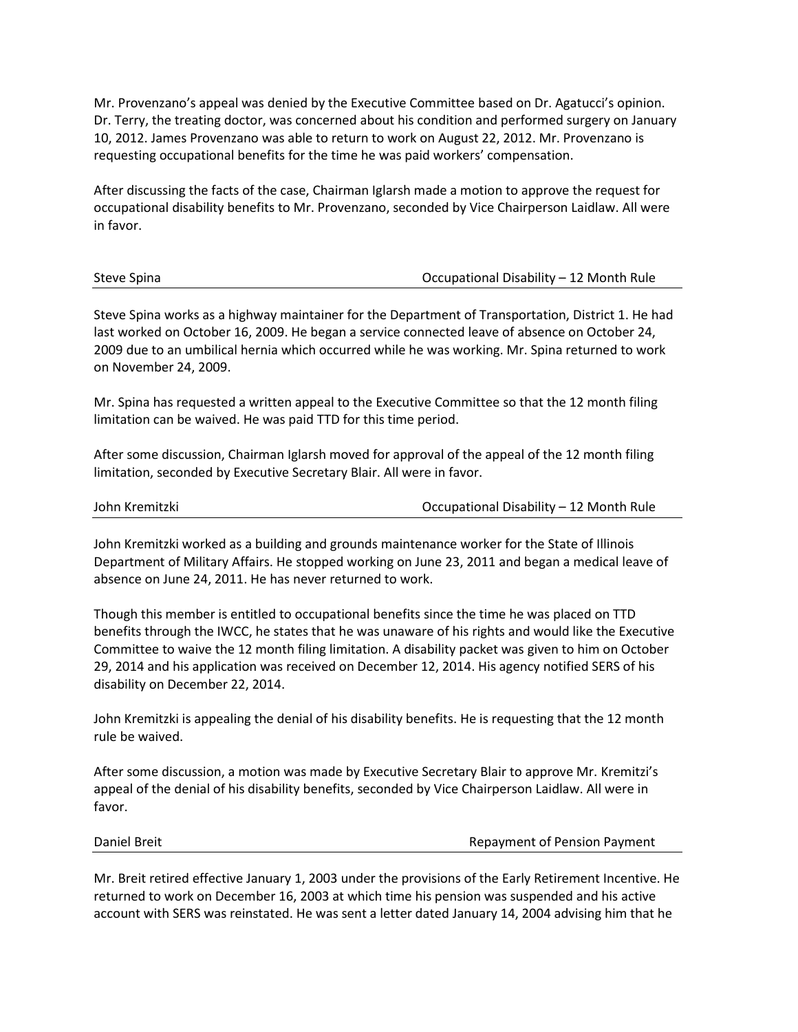Mr. Provenzano's appeal was denied by the Executive Committee based on Dr. Agatucci's opinion. Dr. Terry, the treating doctor, was concerned about his condition and performed surgery on January 10, 2012. James Provenzano was able to return to work on August 22, 2012. Mr. Provenzano is requesting occupational benefits for the time he was paid workers' compensation.

After discussing the facts of the case, Chairman Iglarsh made a motion to approve the request for occupational disability benefits to Mr. Provenzano, seconded by Vice Chairperson Laidlaw. All were in favor.

| Steve Spina | Occupational Disability – 12 Month Rule |
|---|---|

Steve Spina works as a highway maintainer for the Department of Transportation, District 1. He had last worked on October 16, 2009. He began a service connected leave of absence on October 24, 2009 due to an umbilical hernia which occurred while he was working. Mr. Spina returned to work on November 24, 2009.

Mr. Spina has requested a written appeal to the Executive Committee so that the 12 month filing limitation can be waived. He was paid TTD for this time period.

After some discussion, Chairman Iglarsh moved for approval of the appeal of the 12 month filing limitation, seconded by Executive Secretary Blair. All were in favor.

| John Kremitzki | Occupational Disability – 12 Month Rule |
|---|---|

John Kremitzki worked as a building and grounds maintenance worker for the State of Illinois Department of Military Affairs. He stopped working on June 23, 2011 and began a medical leave of absence on June 24, 2011. He has never returned to work.

Though this member is entitled to occupational benefits since the time he was placed on TTD benefits through the IWCC, he states that he was unaware of his rights and would like the Executive Committee to waive the 12 month filing limitation. A disability packet was given to him on October 29, 2014 and his application was received on December 12, 2014. His agency notified SERS of his disability on December 22, 2014.

John Kremitzki is appealing the denial of his disability benefits. He is requesting that the 12 month rule be waived.

After some discussion, a motion was made by Executive Secretary Blair to approve Mr. Kremitzi's appeal of the denial of his disability benefits, seconded by Vice Chairperson Laidlaw. All were in favor.

| Daniel Breit | Repayment of Pension Payment |
|---|---|

Mr. Breit retired effective January 1, 2003 under the provisions of the Early Retirement Incentive. He returned to work on December 16, 2003 at which time his pension was suspended and his active account with SERS was reinstated. He was sent a letter dated January 14, 2004 advising him that he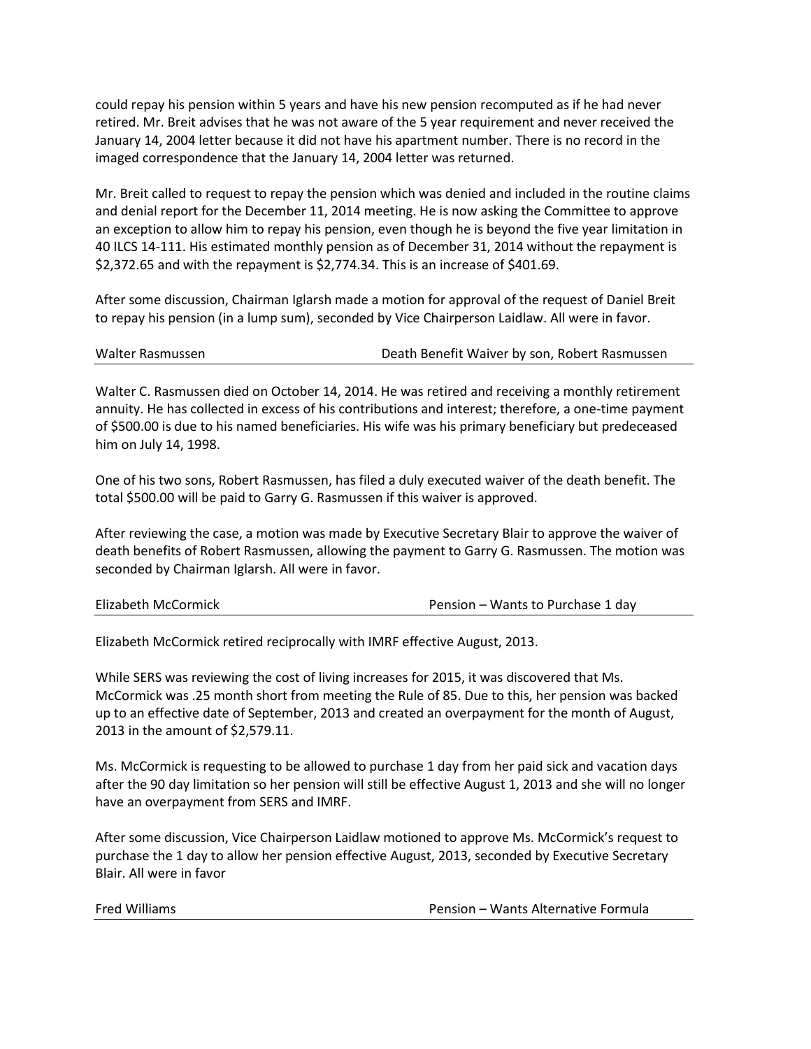could repay his pension within 5 years and have his new pension recomputed as if he had never retired. Mr. Breit advises that he was not aware of the 5 year requirement and never received the January 14, 2004 letter because it did not have his apartment number. There is no record in the imaged correspondence that the January 14, 2004 letter was returned.

Mr. Breit called to request to repay the pension which was denied and included in the routine claims and denial report for the December 11, 2014 meeting. He is now asking the Committee to approve an exception to allow him to repay his pension, even though he is beyond the five year limitation in 40 ILCS 14-111. His estimated monthly pension as of December 31, 2014 without the repayment is $2,372.65 and with the repayment is $2,774.34. This is an increase of $401.69.

After some discussion, Chairman Iglarsh made a motion for approval of the request of Daniel Breit to repay his pension (in a lump sum), seconded by Vice Chairperson Laidlaw. All were in favor.

| Walter Rasmussen | Death Benefit Waiver by son, Robert Rasmussen |
|---|---|

Walter C. Rasmussen died on October 14, 2014. He was retired and receiving a monthly retirement annuity. He has collected in excess of his contributions and interest; therefore, a one-time payment of $500.00 is due to his named beneficiaries. His wife was his primary beneficiary but predeceased him on July 14, 1998.

One of his two sons, Robert Rasmussen, has filed a duly executed waiver of the death benefit. The total $500.00 will be paid to Garry G. Rasmussen if this waiver is approved.

After reviewing the case, a motion was made by Executive Secretary Blair to approve the waiver of death benefits of Robert Rasmussen, allowing the payment to Garry G. Rasmussen. The motion was seconded by Chairman Iglarsh. All were in favor.

| Elizabeth McCormick | Pension – Wants to Purchase 1 day |
|---|---|

Elizabeth McCormick retired reciprocally with IMRF effective August, 2013.

While SERS was reviewing the cost of living increases for 2015, it was discovered that Ms. McCormick was .25 month short from meeting the Rule of 85. Due to this, her pension was backed up to an effective date of September, 2013 and created an overpayment for the month of August, 2013 in the amount of $2,579.11.

Ms. McCormick is requesting to be allowed to purchase 1 day from her paid sick and vacation days after the 90 day limitation so her pension will still be effective August 1, 2013 and she will no longer have an overpayment from SERS and IMRF.

After some discussion, Vice Chairperson Laidlaw motioned to approve Ms. McCormick's request to purchase the 1 day to allow her pension effective August, 2013, seconded by Executive Secretary Blair. All were in favor

| Fred Williams | Pension – Wants Alternative Formula |
|---|---|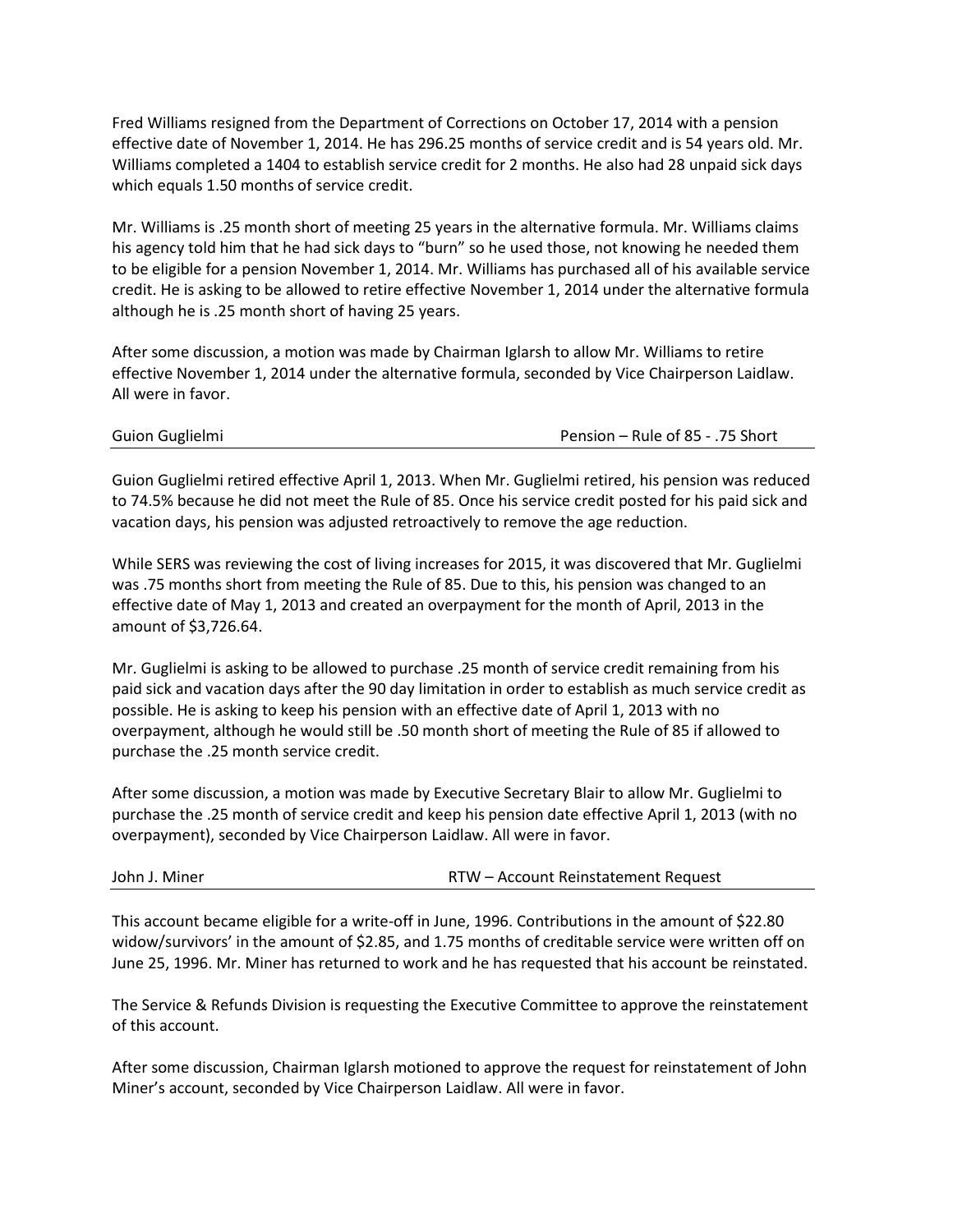Fred Williams resigned from the Department of Corrections on October 17, 2014 with a pension effective date of November 1, 2014. He has 296.25 months of service credit and is 54 years old. Mr. Williams completed a 1404 to establish service credit for 2 months. He also had 28 unpaid sick days which equals 1.50 months of service credit.

Mr. Williams is .25 month short of meeting 25 years in the alternative formula. Mr. Williams claims his agency told him that he had sick days to "burn" so he used those, not knowing he needed them to be eligible for a pension November 1, 2014. Mr. Williams has purchased all of his available service credit. He is asking to be allowed to retire effective November 1, 2014 under the alternative formula although he is .25 month short of having 25 years.

After some discussion, a motion was made by Chairman Iglarsh to allow Mr. Williams to retire effective November 1, 2014 under the alternative formula, seconded by Vice Chairperson Laidlaw. All were in favor.

| Guion Guglielmi | Pension – Rule of 85 - .75 Short |
|---|---|

Guion Guglielmi retired effective April 1, 2013. When Mr. Guglielmi retired, his pension was reduced to 74.5% because he did not meet the Rule of 85. Once his service credit posted for his paid sick and vacation days, his pension was adjusted retroactively to remove the age reduction.

While SERS was reviewing the cost of living increases for 2015, it was discovered that Mr. Guglielmi was .75 months short from meeting the Rule of 85. Due to this, his pension was changed to an effective date of May 1, 2013 and created an overpayment for the month of April, 2013 in the amount of $3,726.64.

Mr. Guglielmi is asking to be allowed to purchase .25 month of service credit remaining from his paid sick and vacation days after the 90 day limitation in order to establish as much service credit as possible. He is asking to keep his pension with an effective date of April 1, 2013 with no overpayment, although he would still be .50 month short of meeting the Rule of 85 if allowed to purchase the .25 month service credit.

After some discussion, a motion was made by Executive Secretary Blair to allow Mr. Guglielmi to purchase the .25 month of service credit and keep his pension date effective April 1, 2013 (with no overpayment), seconded by Vice Chairperson Laidlaw. All were in favor.

| John J. Miner | RTW – Account Reinstatement Request |
|---|---|

This account became eligible for a write-off in June, 1996. Contributions in the amount of $22.80 widow/survivors' in the amount of $2.85, and 1.75 months of creditable service were written off on June 25, 1996. Mr. Miner has returned to work and he has requested that his account be reinstated.

The Service & Refunds Division is requesting the Executive Committee to approve the reinstatement of this account.

After some discussion, Chairman Iglarsh motioned to approve the request for reinstatement of John Miner's account, seconded by Vice Chairperson Laidlaw. All were in favor.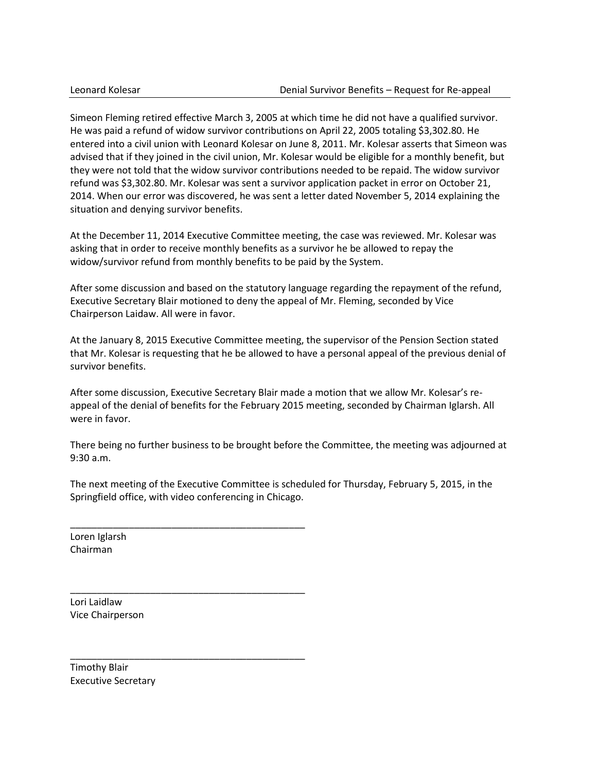Leonard Kolesar — Denial Survivor Benefits – Request for Re-appeal

Simeon Fleming retired effective March 3, 2005 at which time he did not have a qualified survivor. He was paid a refund of widow survivor contributions on April 22, 2005 totaling $3,302.80. He entered into a civil union with Leonard Kolesar on June 8, 2011. Mr. Kolesar asserts that Simeon was advised that if they joined in the civil union, Mr. Kolesar would be eligible for a monthly benefit, but they were not told that the widow survivor contributions needed to be repaid. The widow survivor refund was $3,302.80. Mr. Kolesar was sent a survivor application packet in error on October 21, 2014. When our error was discovered, he was sent a letter dated November 5, 2014 explaining the situation and denying survivor benefits.

At the December 11, 2014 Executive Committee meeting, the case was reviewed. Mr. Kolesar was asking that in order to receive monthly benefits as a survivor he be allowed to repay the widow/survivor refund from monthly benefits to be paid by the System.

After some discussion and based on the statutory language regarding the repayment of the refund, Executive Secretary Blair motioned to deny the appeal of Mr. Fleming, seconded by Vice Chairperson Laidaw. All were in favor.

At the January 8, 2015 Executive Committee meeting, the supervisor of the Pension Section stated that Mr. Kolesar is requesting that he be allowed to have a personal appeal of the previous denial of survivor benefits.

After some discussion, Executive Secretary Blair made a motion that we allow Mr. Kolesar's re-appeal of the denial of benefits for the February 2015 meeting, seconded by Chairman Iglarsh. All were in favor.

There being no further business to be brought before the Committee, the meeting was adjourned at 9:30 a.m.

The next meeting of the Executive Committee is scheduled for Thursday, February 5, 2015, in the Springfield office, with video conferencing in Chicago.

_____________________________________________

Loren Iglarsh
Chairman

_____________________________________________

Lori Laidlaw
Vice Chairperson

_____________________________________________

Timothy Blair
Executive Secretary